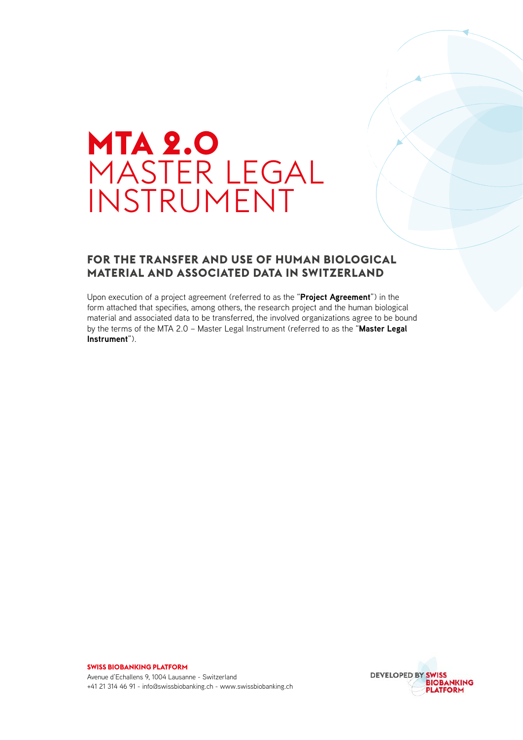# MTA 2.0 MASTER LEGAL INSTRUMENT

## FOR THE TRANSFER AND USE OF HUMAN BIOLOGICAL MATERIAL AND ASSOCIATED DATA IN SWITZERLAND

Upon execution of a project agreement (referred to as the "**Project Agreement**") in the form attached that specifies, among others, the research project and the human biological material and associated data to be transferred, the involved organizations agree to be bound by the terms of the MTA 2.0 – Master Legal Instrument (referred to as the "**Master Legal Instrument**").

**SWISS BIOBANKING PLATFORM**
Avenue d'Echallens 9, 1004 Lausanne - Switzerland
+41 21 314 46 91 - info@swissbiobanking.ch - www.swissbiobanking.ch

DEVELOPED BY SWISS BIOBANKING PLATFORM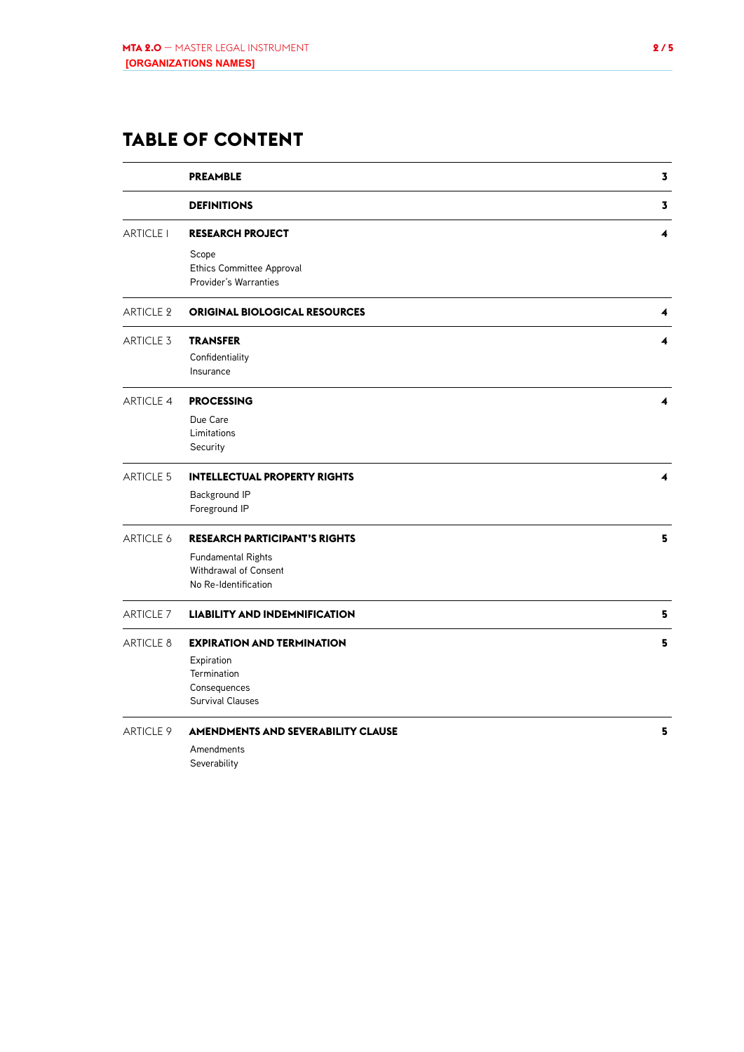# TABLE OF CONTENT

| | | |
|---|---|---|
| | **PREAMBLE** | **3** |
| | **DEFINITIONS** | **3** |
| ARTICLE 1 | **RESEARCH PROJECT**<br>Scope<br>Ethics Committee Approval<br>Provider's Warranties | **4** |
| ARTICLE 2 | **ORIGINAL BIOLOGICAL RESOURCES** | **4** |
| ARTICLE 3 | **TRANSFER**<br>Confidentiality<br>Insurance | **4** |
| ARTICLE 4 | **PROCESSING**<br>Due Care<br>Limitations<br>Security | **4** |
| ARTICLE 5 | **INTELLECTUAL PROPERTY RIGHTS**<br>Background IP<br>Foreground IP | **4** |
| ARTICLE 6 | **RESEARCH PARTICIPANT'S RIGHTS**<br>Fundamental Rights<br>Withdrawal of Consent<br>No Re-Identification | **5** |
| ARTICLE 7 | **LIABILITY AND INDEMNIFICATION** | **5** |
| ARTICLE 8 | **EXPIRATION AND TERMINATION**<br>Expiration<br>Termination<br>Consequences<br>Survival Clauses | **5** |
| ARTICLE 9 | **AMENDMENTS AND SEVERABILITY CLAUSE**<br>Amendments<br>Severability | **5** |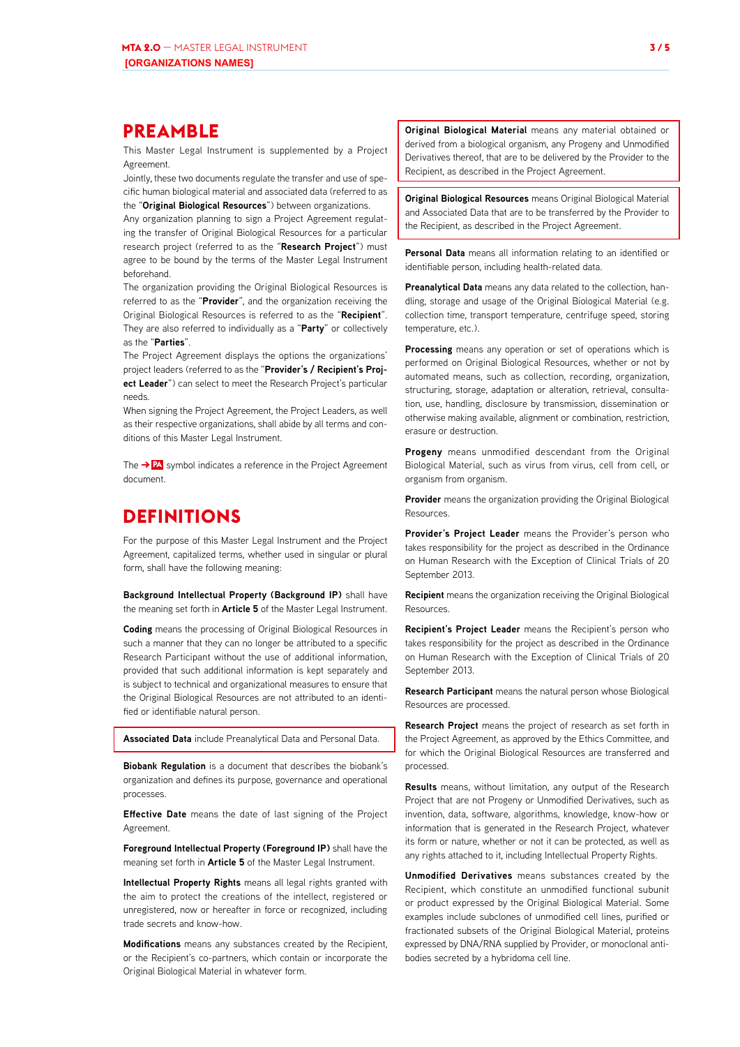# PREAMBLE

This Master Legal Instrument is supplemented by a Project Agreement.

Jointly, these two documents regulate the transfer and use of specific human biological material and associated data (referred to as the "**Original Biological Resources**") between organizations.

Any organization planning to sign a Project Agreement regulating the transfer of Original Biological Resources for a particular research project (referred to as the "**Research Project**") must agree to be bound by the terms of the Master Legal Instrument beforehand.

The organization providing the Original Biological Resources is referred to as the "**Provider**", and the organization receiving the Original Biological Resources is referred to as the "**Recipient**". They are also referred to individually as a "**Party**" or collectively as the "**Parties**".

The Project Agreement displays the options the organizations' project leaders (referred to as the "**Provider's / Recipient's Project Leader**") can select to meet the Research Project's particular needs.

When signing the Project Agreement, the Project Leaders, as well as their respective organizations, shall abide by all terms and conditions of this Master Legal Instrument.

The ➔ PA symbol indicates a reference in the Project Agreement document.

# DEFINITIONS

For the purpose of this Master Legal Instrument and the Project Agreement, capitalized terms, whether used in singular or plural form, shall have the following meaning:

**Background Intellectual Property (Background IP)** shall have the meaning set forth in **Article 5** of the Master Legal Instrument.

**Coding** means the processing of Original Biological Resources in such a manner that they can no longer be attributed to a specific Research Participant without the use of additional information, provided that such additional information is kept separately and is subject to technical and organizational measures to ensure that the Original Biological Resources are not attributed to an identified or identifiable natural person.

**Associated Data** include Preanalytical Data and Personal Data.

**Biobank Regulation** is a document that describes the biobank's organization and defines its purpose, governance and operational processes.

**Effective Date** means the date of last signing of the Project Agreement.

**Foreground Intellectual Property (Foreground IP)** shall have the meaning set forth in **Article 5** of the Master Legal Instrument.

**Intellectual Property Rights** means all legal rights granted with the aim to protect the creations of the intellect, registered or unregistered, now or hereafter in force or recognized, including trade secrets and know-how.

**Modifications** means any substances created by the Recipient, or the Recipient's co-partners, which contain or incorporate the Original Biological Material in whatever form.

**Original Biological Material** means any material obtained or derived from a biological organism, any Progeny and Unmodified Derivatives thereof, that are to be delivered by the Provider to the Recipient, as described in the Project Agreement.

**Original Biological Resources** means Original Biological Material and Associated Data that are to be transferred by the Provider to the Recipient, as described in the Project Agreement.

**Personal Data** means all information relating to an identified or identifiable person, including health-related data.

**Preanalytical Data** means any data related to the collection, handling, storage and usage of the Original Biological Material (e.g. collection time, transport temperature, centrifuge speed, storing temperature, etc.).

**Processing** means any operation or set of operations which is performed on Original Biological Resources, whether or not by automated means, such as collection, recording, organization, structuring, storage, adaptation or alteration, retrieval, consultation, use, handling, disclosure by transmission, dissemination or otherwise making available, alignment or combination, restriction, erasure or destruction.

**Progeny** means unmodified descendant from the Original Biological Material, such as virus from virus, cell from cell, or organism from organism.

**Provider** means the organization providing the Original Biological Resources.

**Provider's Project Leader** means the Provider's person who takes responsibility for the project as described in the Ordinance on Human Research with the Exception of Clinical Trials of 20 September 2013.

**Recipient** means the organization receiving the Original Biological Resources.

**Recipient's Project Leader** means the Recipient's person who takes responsibility for the project as described in the Ordinance on Human Research with the Exception of Clinical Trials of 20 September 2013.

**Research Participant** means the natural person whose Biological Resources are processed.

**Research Project** means the project of research as set forth in the Project Agreement, as approved by the Ethics Committee, and for which the Original Biological Resources are transferred and processed.

**Results** means, without limitation, any output of the Research Project that are not Progeny or Unmodified Derivatives, such as invention, data, software, algorithms, knowledge, know-how or information that is generated in the Research Project, whatever its form or nature, whether or not it can be protected, as well as any rights attached to it, including Intellectual Property Rights.

**Unmodified Derivatives** means substances created by the Recipient, which constitute an unmodified functional subunit or product expressed by the Original Biological Material. Some examples include subclones of unmodified cell lines, purified or fractionated subsets of the Original Biological Material, proteins expressed by DNA/RNA supplied by Provider, or monoclonal antibodies secreted by a hybridoma cell line.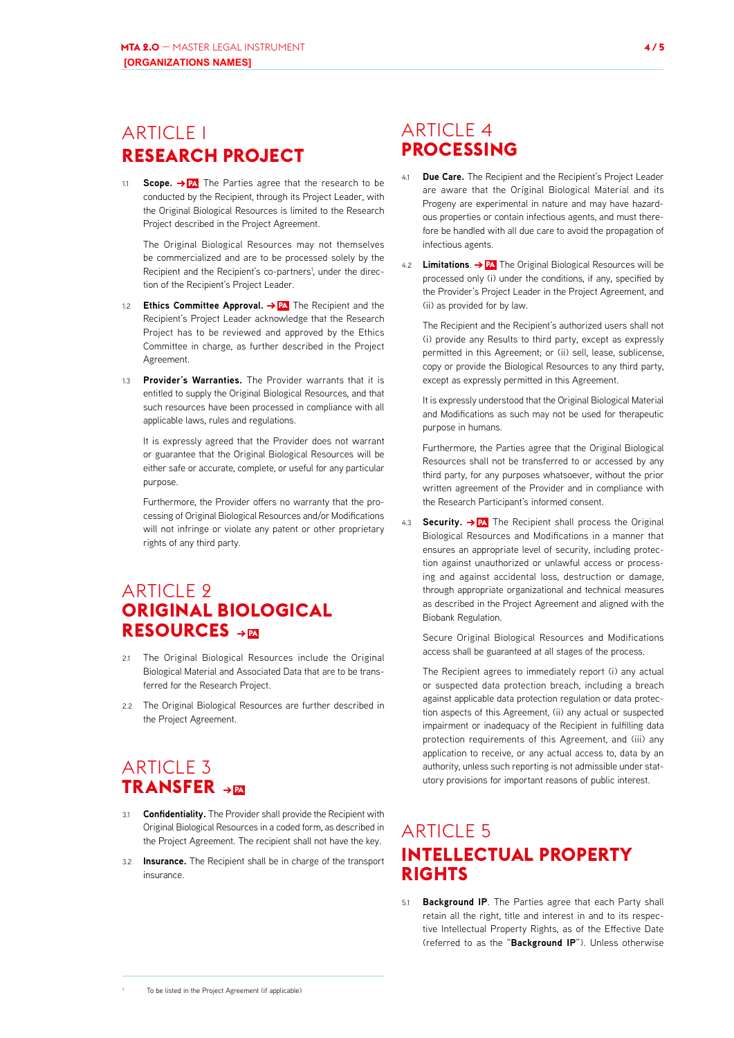# ARTICLE 1
# RESEARCH PROJECT

1.1 **Scope.** → PA The Parties agree that the research to be conducted by the Recipient, through its Project Leader, with the Original Biological Resources is limited to the Research Project described in the Project Agreement.

The Original Biological Resources may not themselves be commercialized and are to be processed solely by the Recipient and the Recipient's co-partners[1], under the direction of the Recipient's Project Leader.

1.2 **Ethics Committee Approval.** → PA The Recipient and the Recipient's Project Leader acknowledge that the Research Project has to be reviewed and approved by the Ethics Committee in charge, as further described in the Project Agreement.

1.3 **Provider's Warranties.** The Provider warrants that it is entitled to supply the Original Biological Resources, and that such resources have been processed in compliance with all applicable laws, rules and regulations.

It is expressly agreed that the Provider does not warrant or guarantee that the Original Biological Resources will be either safe or accurate, complete, or useful for any particular purpose.

Furthermore, the Provider offers no warranty that the processing of Original Biological Resources and/or Modifications will not infringe or violate any patent or other proprietary rights of any third party.

# ARTICLE 2
# ORIGINAL BIOLOGICAL RESOURCES → PA

2.1 The Original Biological Resources include the Original Biological Material and Associated Data that are to be transferred for the Research Project.

2.2 The Original Biological Resources are further described in the Project Agreement.

# ARTICLE 3
# TRANSFER → PA

3.1 **Confidentiality.** The Provider shall provide the Recipient with Original Biological Resources in a coded form, as described in the Project Agreement. The recipient shall not have the key.

3.2 **Insurance.** The Recipient shall be in charge of the transport insurance.

# ARTICLE 4
# PROCESSING

4.1 **Due Care.** The Recipient and the Recipient's Project Leader are aware that the Original Biological Material and its Progeny are experimental in nature and may have hazardous properties or contain infectious agents, and must therefore be handled with all due care to avoid the propagation of infectious agents.

4.2 **Limitations.** → PA The Original Biological Resources will be processed only (i) under the conditions, if any, specified by the Provider's Project Leader in the Project Agreement, and (ii) as provided for by law.

The Recipient and the Recipient's authorized users shall not (i) provide any Results to third party, except as expressly permitted in this Agreement; or (ii) sell, lease, sublicense, copy or provide the Biological Resources to any third party, except as expressly permitted in this Agreement.

It is expressly understood that the Original Biological Material and Modifications as such may not be used for therapeutic purpose in humans.

Furthermore, the Parties agree that the Original Biological Resources shall not be transferred to or accessed by any third party, for any purposes whatsoever, without the prior written agreement of the Provider and in compliance with the Research Participant's informed consent.

4.3 **Security.** → PA The Recipient shall process the Original Biological Resources and Modifications in a manner that ensures an appropriate level of security, including protection against unauthorized or unlawful access or processing and against accidental loss, destruction or damage, through appropriate organizational and technical measures as described in the Project Agreement and aligned with the Biobank Regulation.

Secure Original Biological Resources and Modifications access shall be guaranteed at all stages of the process.

The Recipient agrees to immediately report (i) any actual or suspected data protection breach, including a breach against applicable data protection regulation or data protection aspects of this Agreement, (ii) any actual or suspected impairment or inadequacy of the Recipient in fulfilling data protection requirements of this Agreement, and (iii) any application to receive, or any actual access to, data by an authority, unless such reporting is not admissible under statutory provisions for important reasons of public interest.

# ARTICLE 5
# INTELLECTUAL PROPERTY RIGHTS

5.1 **Background IP**. The Parties agree that each Party shall retain all the right, title and interest in and to its respective Intellectual Property Rights, as of the Effective Date (referred to as the "**Background IP**"). Unless otherwise

[1] To be listed in the Project Agreement (if applicable)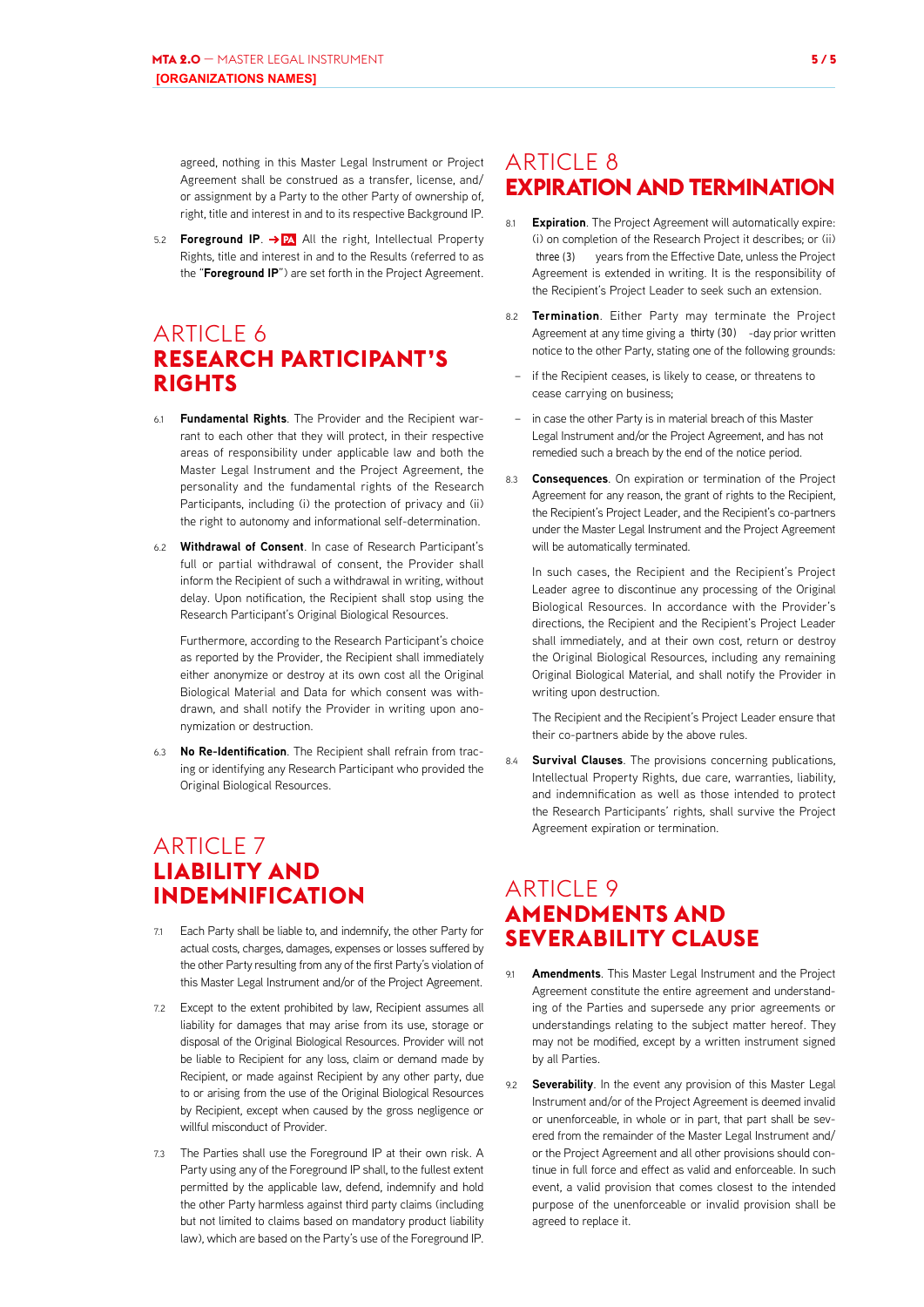agreed, nothing in this Master Legal Instrument or Project Agreement shall be construed as a transfer, license, and/or assignment by a Party to the other Party of ownership of, right, title and interest in and to its respective Background IP.

5.2 **Foreground IP**. ➔ PA All the right, Intellectual Property Rights, title and interest in and to the Results (referred to as the "**Foreground IP**") are set forth in the Project Agreement.

# ARTICLE 6 RESEARCH PARTICIPANT'S RIGHTS

6.1 **Fundamental Rights**. The Provider and the Recipient warrant to each other that they will protect, in their respective areas of responsibility under applicable law and both the Master Legal Instrument and the Project Agreement, the personality and the fundamental rights of the Research Participants, including (i) the protection of privacy and (ii) the right to autonomy and informational self-determination.

6.2 **Withdrawal of Consent**. In case of Research Participant's full or partial withdrawal of consent, the Provider shall inform the Recipient of such a withdrawal in writing, without delay. Upon notification, the Recipient shall stop using the Research Participant's Original Biological Resources.

Furthermore, according to the Research Participant's choice as reported by the Provider, the Recipient shall immediately either anonymize or destroy at its own cost all the Original Biological Material and Data for which consent was withdrawn, and shall notify the Provider in writing upon anonymization or destruction.

6.3 **No Re-Identification**. The Recipient shall refrain from tracing or identifying any Research Participant who provided the Original Biological Resources.

# ARTICLE 7 LIABILITY AND INDEMNIFICATION

7.1 Each Party shall be liable to, and indemnify, the other Party for actual costs, charges, damages, expenses or losses suffered by the other Party resulting from any of the first Party's violation of this Master Legal Instrument and/or of the Project Agreement.

7.2 Except to the extent prohibited by law, Recipient assumes all liability for damages that may arise from its use, storage or disposal of the Original Biological Resources. Provider will not be liable to Recipient for any loss, claim or demand made by Recipient, or made against Recipient by any other party, due to or arising from the use of the Original Biological Resources by Recipient, except when caused by the gross negligence or willful misconduct of Provider.

7.3 The Parties shall use the Foreground IP at their own risk. A Party using any of the Foreground IP shall, to the fullest extent permitted by the applicable law, defend, indemnify and hold the other Party harmless against third party claims (including but not limited to claims based on mandatory product liability law), which are based on the Party's use of the Foreground IP.

# ARTICLE 8 EXPIRATION AND TERMINATION

8.1 **Expiration**. The Project Agreement will automatically expire: (i) on completion of the Research Project it describes; or (ii) three (3) years from the Effective Date, unless the Project Agreement is extended in writing. It is the responsibility of the Recipient's Project Leader to seek such an extension.

8.2 **Termination**. Either Party may terminate the Project Agreement at any time giving a thirty (30) -day prior written notice to the other Party, stating one of the following grounds:

- if the Recipient ceases, is likely to cease, or threatens to cease carrying on business;
- in case the other Party is in material breach of this Master Legal Instrument and/or the Project Agreement, and has not remedied such a breach by the end of the notice period.

8.3 **Consequences**. On expiration or termination of the Project Agreement for any reason, the grant of rights to the Recipient, the Recipient's Project Leader, and the Recipient's co-partners under the Master Legal Instrument and the Project Agreement will be automatically terminated.

In such cases, the Recipient and the Recipient's Project Leader agree to discontinue any processing of the Original Biological Resources. In accordance with the Provider's directions, the Recipient and the Recipient's Project Leader shall immediately, and at their own cost, return or destroy the Original Biological Resources, including any remaining Original Biological Material, and shall notify the Provider in writing upon destruction.

The Recipient and the Recipient's Project Leader ensure that their co-partners abide by the above rules.

8.4 **Survival Clauses**. The provisions concerning publications, Intellectual Property Rights, due care, warranties, liability, and indemnification as well as those intended to protect the Research Participants' rights, shall survive the Project Agreement expiration or termination.

# ARTICLE 9 AMENDMENTS AND SEVERABILITY CLAUSE

9.1 **Amendments**. This Master Legal Instrument and the Project Agreement constitute the entire agreement and understanding of the Parties and supersede any prior agreements or understandings relating to the subject matter hereof. They may not be modified, except by a written instrument signed by all Parties.

9.2 **Severability**. In the event any provision of this Master Legal Instrument and/or of the Project Agreement is deemed invalid or unenforceable, in whole or in part, that part shall be severed from the remainder of the Master Legal Instrument and/or the Project Agreement and all other provisions should continue in full force and effect as valid and enforceable. In such event, a valid provision that comes closest to the intended purpose of the unenforceable or invalid provision shall be agreed to replace it.